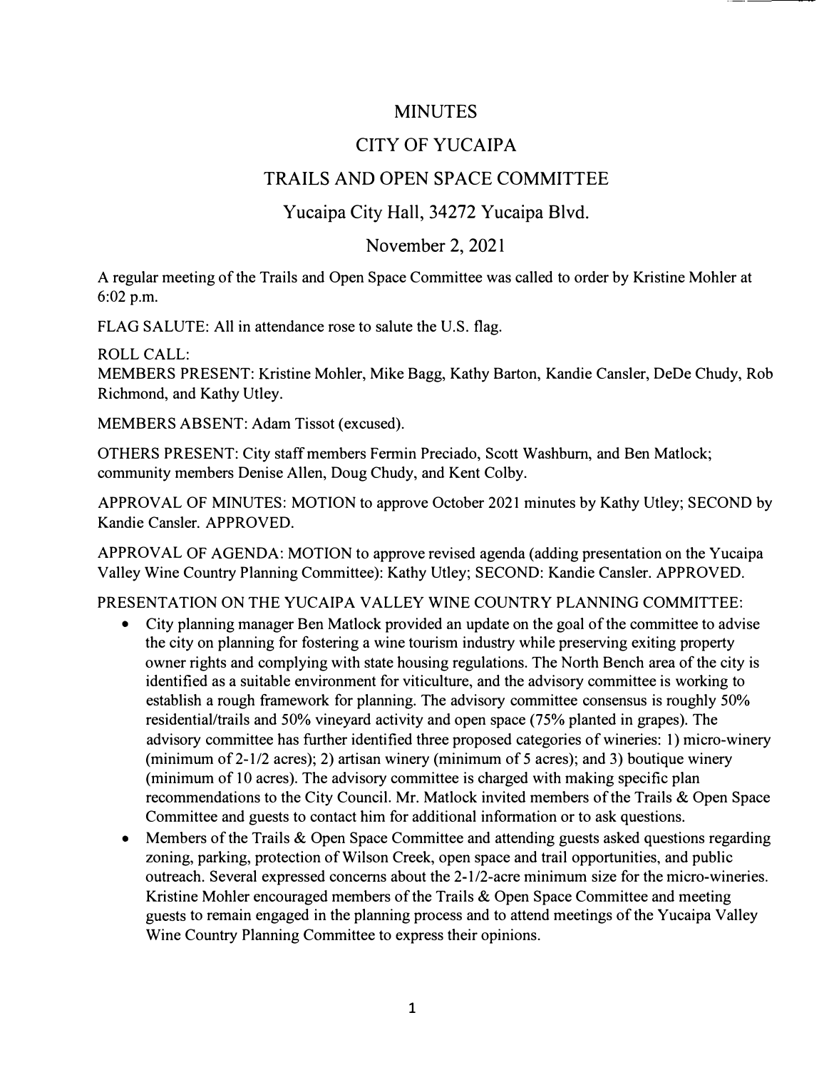# MINUTES

## CITY OF YUCAIPA

## TRAILS AND OPEN SPACE COMMITTEE

### Yucaipa City Hall, 34272 Yucaipa Blvd.

### November 2, 2021

A regular meeting of the Trails and Open Space Committee was called to order by Kristine Mohler at 6:02 p.m.

FLAG SALUTE: All in attendance rose to salute the U.S. flag.

ROLL CALL:
MEMBERS PRESENT: Kristine Mohler, Mike Bagg, Kathy Barton, Kandie Cansler, DeDe Chudy, Rob Richmond, and Kathy Utley.

MEMBERS ABSENT: Adam Tissot (excused).

OTHERS PRESENT: City staff members Fermin Preciado, Scott Washburn, and Ben Matlock; community members Denise Allen, Doug Chudy, and Kent Colby.

APPROVAL OF MINUTES: MOTION to approve October 2021 minutes by Kathy Utley; SECOND by Kandie Cansler. APPROVED.

APPROVAL OF AGENDA: MOTION to approve revised agenda (adding presentation on the Yucaipa Valley Wine Country Planning Committee): Kathy Utley; SECOND: Kandie Cansler. APPROVED.

PRESENTATION ON THE YUCAIPA VALLEY WINE COUNTRY PLANNING COMMITTEE:

- City planning manager Ben Matlock provided an update on the goal of the committee to advise the city on planning for fostering a wine tourism industry while preserving exiting property owner rights and complying with state housing regulations. The North Bench area of the city is identified as a suitable environment for viticulture, and the advisory committee is working to establish a rough framework for planning. The advisory committee consensus is roughly 50% residential/trails and 50% vineyard activity and open space (75% planted in grapes). The advisory committee has further identified three proposed categories of wineries: 1) micro-winery (minimum of 2-1/2 acres); 2) artisan winery (minimum of 5 acres); and 3) boutique winery (minimum of 10 acres). The advisory committee is charged with making specific plan recommendations to the City Council. Mr. Matlock invited members of the Trails & Open Space Committee and guests to contact him for additional information or to ask questions.
- Members of the Trails & Open Space Committee and attending guests asked questions regarding zoning, parking, protection of Wilson Creek, open space and trail opportunities, and public outreach. Several expressed concerns about the 2-1/2-acre minimum size for the micro-wineries. Kristine Mohler encouraged members of the Trails & Open Space Committee and meeting guests to remain engaged in the planning process and to attend meetings of the Yucaipa Valley Wine Country Planning Committee to express their opinions.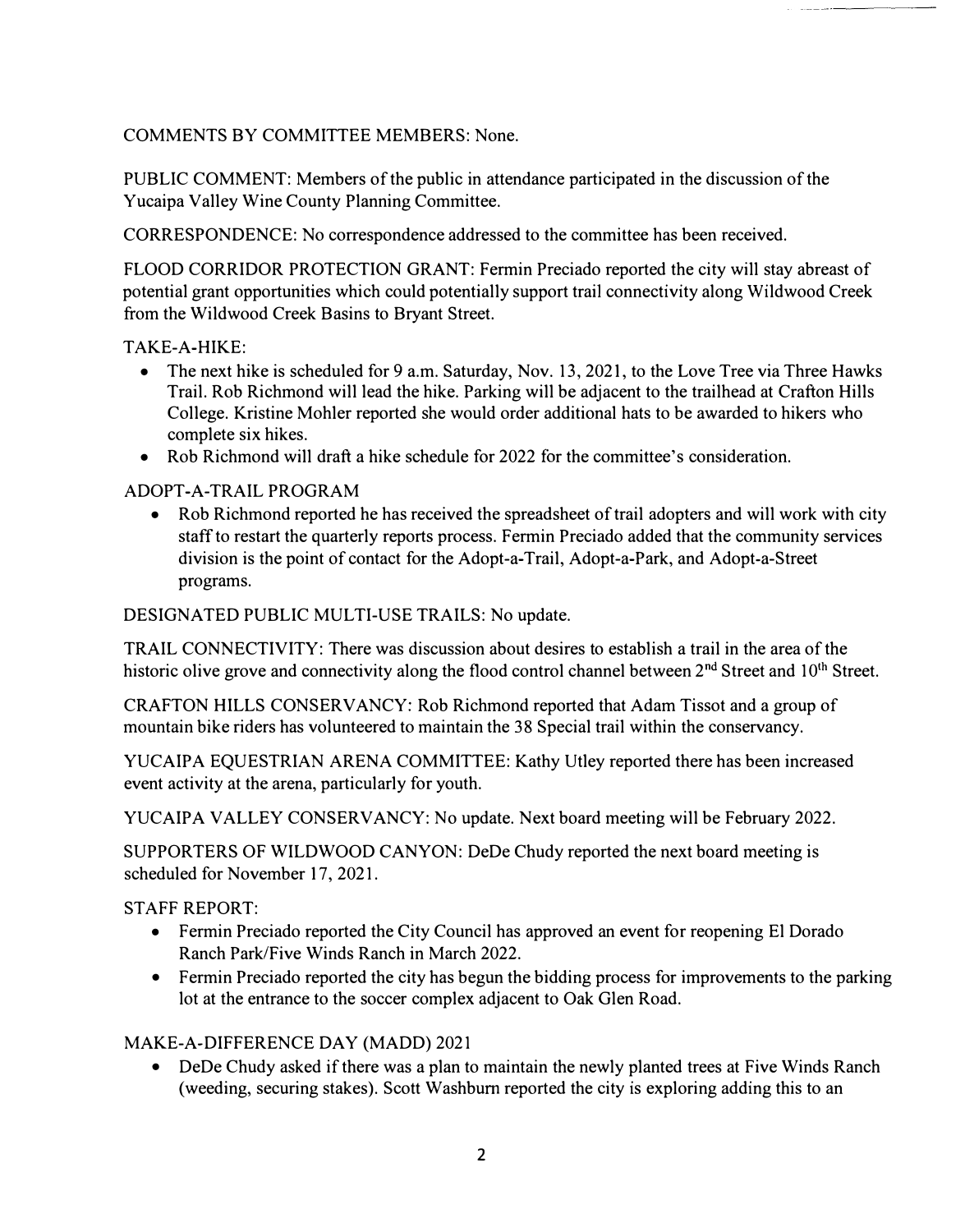COMMENTS BY COMMITTEE MEMBERS: None.

PUBLIC COMMENT: Members of the public in attendance participated in the discussion of the Yucaipa Valley Wine County Planning Committee.

CORRESPONDENCE: No correspondence addressed to the committee has been received.

FLOOD CORRIDOR PROTECTION GRANT: Fermin Preciado reported the city will stay abreast of potential grant opportunities which could potentially support trail connectivity along Wildwood Creek from the Wildwood Creek Basins to Bryant Street.

TAKE-A-HIKE:

- The next hike is scheduled for 9 a.m. Saturday, Nov. 13, 2021, to the Love Tree via Three Hawks Trail. Rob Richmond will lead the hike. Parking will be adjacent to the trailhead at Crafton Hills College. Kristine Mohler reported she would order additional hats to be awarded to hikers who complete six hikes.
- Rob Richmond will draft a hike schedule for 2022 for the committee's consideration.

ADOPT-A-TRAIL PROGRAM

- Rob Richmond reported he has received the spreadsheet of trail adopters and will work with city staff to restart the quarterly reports process. Fermin Preciado added that the community services division is the point of contact for the Adopt-a-Trail, Adopt-a-Park, and Adopt-a-Street programs.

DESIGNATED PUBLIC MULTI-USE TRAILS: No update.

TRAIL CONNECTIVITY: There was discussion about desires to establish a trail in the area of the historic olive grove and connectivity along the flood control channel between 2nd Street and 10th Street.

CRAFTON HILLS CONSERVANCY: Rob Richmond reported that Adam Tissot and a group of mountain bike riders has volunteered to maintain the 38 Special trail within the conservancy.

YUCAIPA EQUESTRIAN ARENA COMMITTEE: Kathy Utley reported there has been increased event activity at the arena, particularly for youth.

YUCAIPA VALLEY CONSERVANCY: No update. Next board meeting will be February 2022.

SUPPORTERS OF WILDWOOD CANYON: DeDe Chudy reported the next board meeting is scheduled for November 17, 2021.

STAFF REPORT:

- Fermin Preciado reported the City Council has approved an event for reopening El Dorado Ranch Park/Five Winds Ranch in March 2022.
- Fermin Preciado reported the city has begun the bidding process for improvements to the parking lot at the entrance to the soccer complex adjacent to Oak Glen Road.

MAKE-A-DIFFERENCE DAY (MADD) 2021

- DeDe Chudy asked if there was a plan to maintain the newly planted trees at Five Winds Ranch (weeding, securing stakes). Scott Washburn reported the city is exploring adding this to an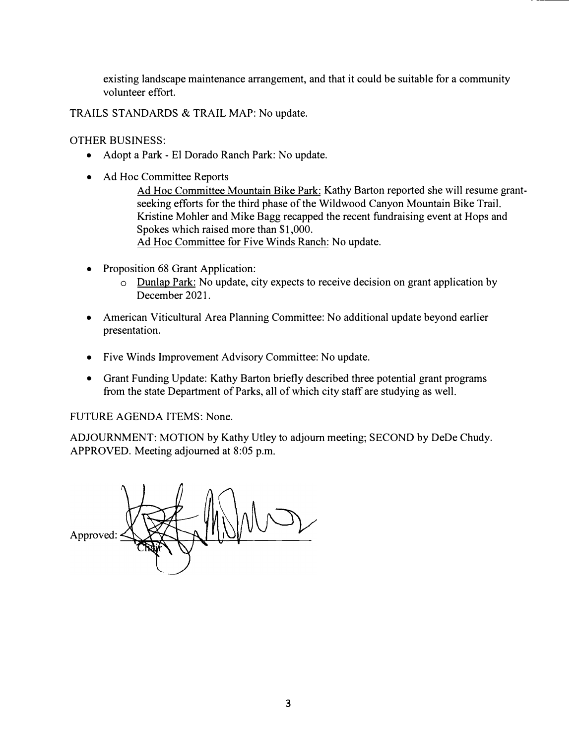existing landscape maintenance arrangement, and that it could be suitable for a community volunteer effort.

TRAILS STANDARDS & TRAIL MAP: No update.

OTHER BUSINESS:

- Adopt a Park - El Dorado Ranch Park: No update.

- Ad Hoc Committee Reports

  Ad Hoc Committee Mountain Bike Park: Kathy Barton reported she will resume grant-seeking efforts for the third phase of the Wildwood Canyon Mountain Bike Trail. Kristine Mohler and Mike Bagg recapped the recent fundraising event at Hops and Spokes which raised more than $1,000.
  
  Ad Hoc Committee for Five Winds Ranch: No update.

- Proposition 68 Grant Application:
  - Dunlap Park: No update, city expects to receive decision on grant application by December 2021.

- American Viticultural Area Planning Committee: No additional update beyond earlier presentation.

- Five Winds Improvement Advisory Committee: No update.

- Grant Funding Update: Kathy Barton briefly described three potential grant programs from the state Department of Parks, all of which city staff are studying as well.

FUTURE AGENDA ITEMS: None.

ADJOURNMENT: MOTION by Kathy Utley to adjourn meeting; SECOND by DeDe Chudy. APPROVED. Meeting adjourned at 8:05 p.m.

Approved: ______________________
Chair